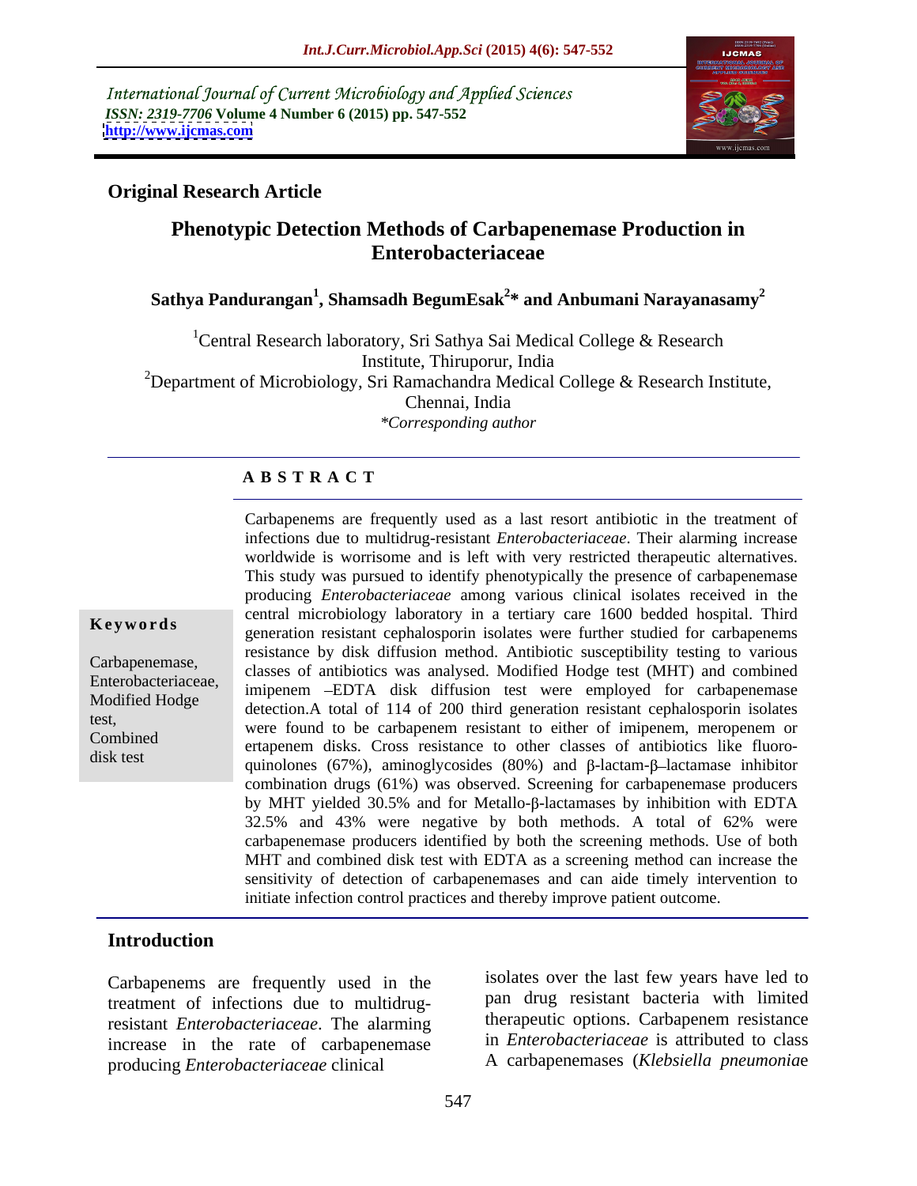International Journal of Current Microbiology and Applied Sciences
*ISSN: 2319-7706* **Volume 4 Number 6 (2015) pp. 547-552**
**http://www.ijcmas.com**

**Original Research Article**

# Phenotypic Detection Methods of Carbapenemase Production in Enterobacteriaceae

**Sathya Pandurangan[1], Shamsadh BegumEsak[2]* and Anbumani Narayanasamy[2]**

[1]Central Research laboratory, Sri Sathya Sai Medical College & Research Institute, Thiruporur, India
[2]Department of Microbiology, Sri Ramachandra Medical College & Research Institute, Chennai, India
*\*Corresponding author*

**A B S T R A C T**

**Keywords**

Carbapenemase, Enterobacteriaceae, Modified Hodge test, Combined disk test

Carbapenems are frequently used as a last resort antibiotic in the treatment of infections due to multidrug-resistant *Enterobacteriaceae*. Their alarming increase worldwide is worrisome and is left with very restricted therapeutic alternatives. This study was pursued to identify phenotypically the presence of carbapenemase producing *Enterobacteriaceae* among various clinical isolates received in the central microbiology laboratory in a tertiary care 1600 bedded hospital. Third generation resistant cephalosporin isolates were further studied for carbapenems resistance by disk diffusion method. Antibiotic susceptibility testing to various classes of antibiotics was analysed. Modified Hodge test (MHT) and combined imipenem –EDTA disk diffusion test were employed for carbapenemase detection.A total of 114 of 200 third generation resistant cephalosporin isolates were found to be carbapenem resistant to either of imipenem, meropenem or ertapenem disks. Cross resistance to other classes of antibiotics like fluoro-quinolones (67%), aminoglycosides (80%) and β-lactam-β–lactamase inhibitor combination drugs (61%) was observed. Screening for carbapenemase producers by MHT yielded 30.5% and for Metallo-β-lactamases by inhibition with EDTA 32.5% and 43% were negative by both methods. A total of 62% were carbapenemase producers identified by both the screening methods. Use of both MHT and combined disk test with EDTA as a screening method can increase the sensitivity of detection of carbapenemases and can aide timely intervention to initiate infection control practices and thereby improve patient outcome.

## Introduction

Carbapenems are frequently used in the treatment of infections due to multidrug-resistant *Enterobacteriaceae*. The alarming increase in the rate of carbapenemase producing *Enterobacteriaceae* clinical isolates over the last few years have led to pan drug resistant bacteria with limited therapeutic options. Carbapenem resistance in *Enterobacteriaceae* is attributed to class A carbapenemases (*Klebsiella pneumoniae*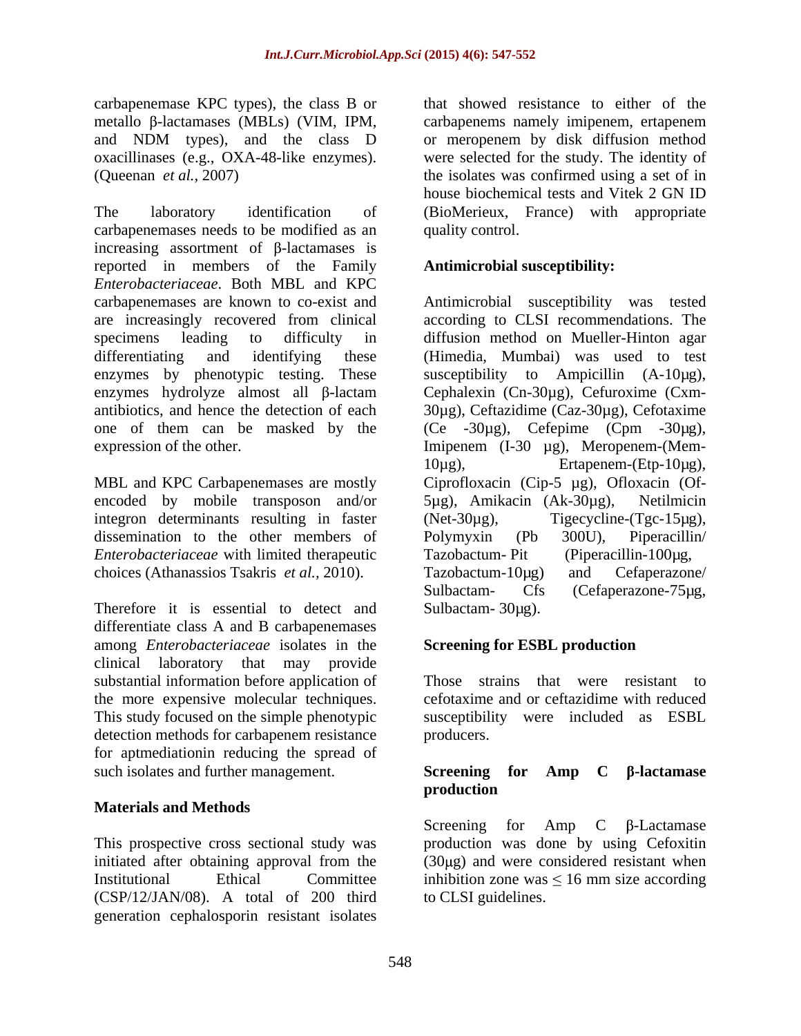carbapenemase KPC types), the class B or metallo β-lactamases (MBLs) (VIM, IPM, and NDM types), and the class D oxacillinases (e.g., OXA-48-like enzymes). (Queenan *et al.*, 2007)

The laboratory identification of carbapenemases needs to be modified as an increasing assortment of β-lactamases is reported in members of the Family *Enterobacteriaceae*. Both MBL and KPC carbapenemases are known to co-exist and are increasingly recovered from clinical specimens leading to difficulty in differentiating and identifying these enzymes by phenotypic testing. These enzymes hydrolyze almost all β-lactam antibiotics, and hence the detection of each one of them can be masked by the expression of the other.

MBL and KPC Carbapenemases are mostly encoded by mobile transposon and/or integron determinants resulting in faster dissemination to the other members of *Enterobacteriaceae* with limited therapeutic choices (Athanassios Tsakris *et al.*, 2010).

Therefore it is essential to detect and differentiate class A and B carbapenemases among *Enterobacteriaceae* isolates in the clinical laboratory that may provide substantial information before application of the more expensive molecular techniques. This study focused on the simple phenotypic detection methods for carbapenem resistance for aptmediationin reducing the spread of such isolates and further management.

## Materials and Methods

This prospective cross sectional study was initiated after obtaining approval from the Institutional Ethical Committee (CSP/12/JAN/08). A total of 200 third generation cephalosporin resistant isolates that showed resistance to either of the carbapenems namely imipenem, ertapenem or meropenem by disk diffusion method were selected for the study. The identity of the isolates was confirmed using a set of in house biochemical tests and Vitek 2 GN ID (BioMerieux, France) with appropriate quality control.

### Antimicrobial susceptibility:

Antimicrobial susceptibility was tested according to CLSI recommendations. The diffusion method on Mueller-Hinton agar (Himedia, Mumbai) was used to test susceptibility to Ampicillin (A-10μg), Cephalexin (Cn-30μg), Cefuroxime (Cxm-30μg), Ceftazidime (Caz-30μg), Cefotaxime (Ce -30μg), Cefepime (Cpm -30μg), Imipenem (I-30 μg), Meropenem-(Mem-10μg), Ertapenem-(Etp-10μg), Ciprofloxacin (Cip-5 μg), Ofloxacin (Of-5μg), Amikacin (Ak-30μg), Netilmicin (Net-30μg), Tigecycline-(Tgc-15μg), Polymyxin (Pb 300U), Piperacillin/ Tazobactum- Pit (Piperacillin-100μg, Tazobactum-10μg) and Cefaperazone/ Sulbactam- Cfs (Cefaperazone-75μg, Sulbactam- 30μg).

### Screening for ESBL production

Those strains that were resistant to cefotaxime and or ceftazidime with reduced susceptibility were included as ESBL producers.

### Screening for Amp C β-lactamase production

Screening for Amp C β-Lactamase production was done by using Cefoxitin (30μg) and were considered resistant when inhibition zone was ≤ 16 mm size according to CLSI guidelines.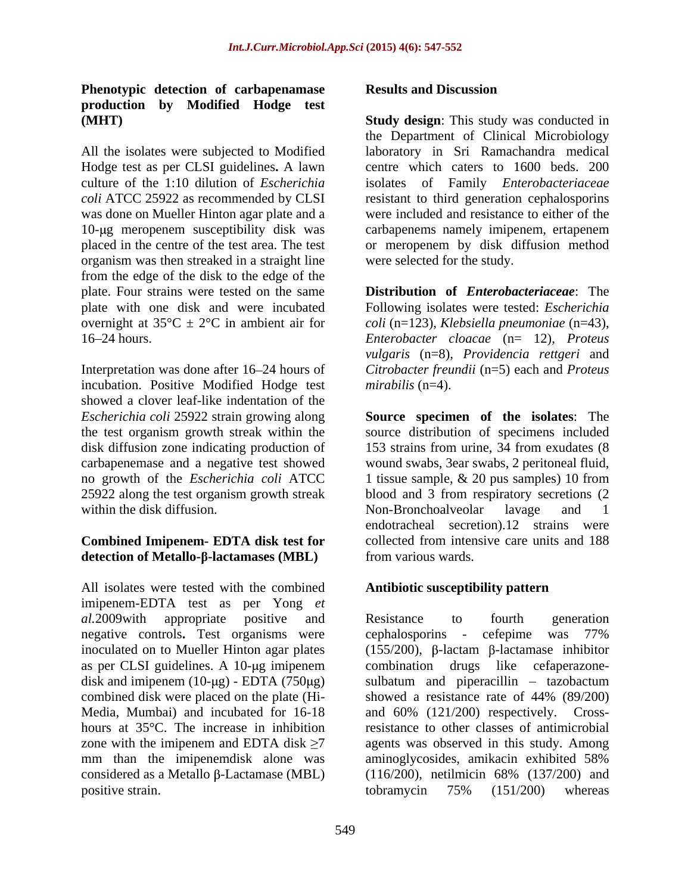## Phenotypic detection of carbapenamase production by Modified Hodge test (MHT)

All the isolates were subjected to Modified Hodge test as per CLSI guidelines**.** A lawn culture of the 1:10 dilution of *Escherichia coli* ATCC 25922 as recommended by CLSI was done on Mueller Hinton agar plate and a 10-μg meropenem susceptibility disk was placed in the centre of the test area. The test organism was then streaked in a straight line from the edge of the disk to the edge of the plate. Four strains were tested on the same plate with one disk and were incubated overnight at 35°C ± 2°C in ambient air for 16–24 hours.

Interpretation was done after 16–24 hours of incubation. Positive Modified Hodge test showed a clover leaf-like indentation of the *Escherichia coli* 25922 strain growing along the test organism growth streak within the disk diffusion zone indicating production of carbapenemase and a negative test showed no growth of the *Escherichia coli* ATCC 25922 along the test organism growth streak within the disk diffusion.

## Combined Imipenem- EDTA disk test for detection of Metallo-β-lactamases (MBL)

All isolates were tested with the combined imipenem-EDTA test as per Yong *et al.*2009with appropriate positive and negative controls**.** Test organisms were inoculated on to Mueller Hinton agar plates as per CLSI guidelines. A 10-μg imipenem disk and imipenem (10-μg) - EDTA (750μg) combined disk were placed on the plate (Hi-Media, Mumbai) and incubated for 16-18 hours at 35°C. The increase in inhibition zone with the imipenem and EDTA disk ≥7 mm than the imipenemdisk alone was considered as a Metallo β-Lactamase (MBL) positive strain.

## Results and Discussion

**Study design**: This study was conducted in the Department of Clinical Microbiology laboratory in Sri Ramachandra medical centre which caters to 1600 beds. 200 isolates of Family *Enterobacteriaceae* resistant to third generation cephalosporins were included and resistance to either of the carbapenems namely imipenem, ertapenem or meropenem by disk diffusion method were selected for the study.

**Distribution of *Enterobacteriaceae***: The Following isolates were tested: *Escherichia coli* (n=123), *Klebsiella pneumoniae* (n=43), *Enterobacter cloacae* (n= 12), *Proteus vulgaris* (n=8), *Providencia rettgeri* and *Citrobacter freundii* (n=5) each and *Proteus mirabilis* (n=4).

**Source specimen of the isolates**: The source distribution of specimens included 153 strains from urine, 34 from exudates (8 wound swabs, 3ear swabs, 2 peritoneal fluid, 1 tissue sample, & 20 pus samples) 10 from blood and 3 from respiratory secretions (2 Non-Bronchoalveolar lavage and 1 endotracheal secretion).12 strains were collected from intensive care units and 188 from various wards.

### Antibiotic susceptibility pattern

Resistance to fourth generation cephalosporins - cefepime was 77% (155/200), β-lactam β-lactamase inhibitor combination drugs like cefaperazone-sulbatum and piperacillin – tazobactum showed a resistance rate of 44% (89/200) and 60% (121/200) respectively. Cross-resistance to other classes of antimicrobial agents was observed in this study. Among aminoglycosides, amikacin exhibited 58% (116/200), netilmicin 68% (137/200) and tobramycin 75% (151/200) whereas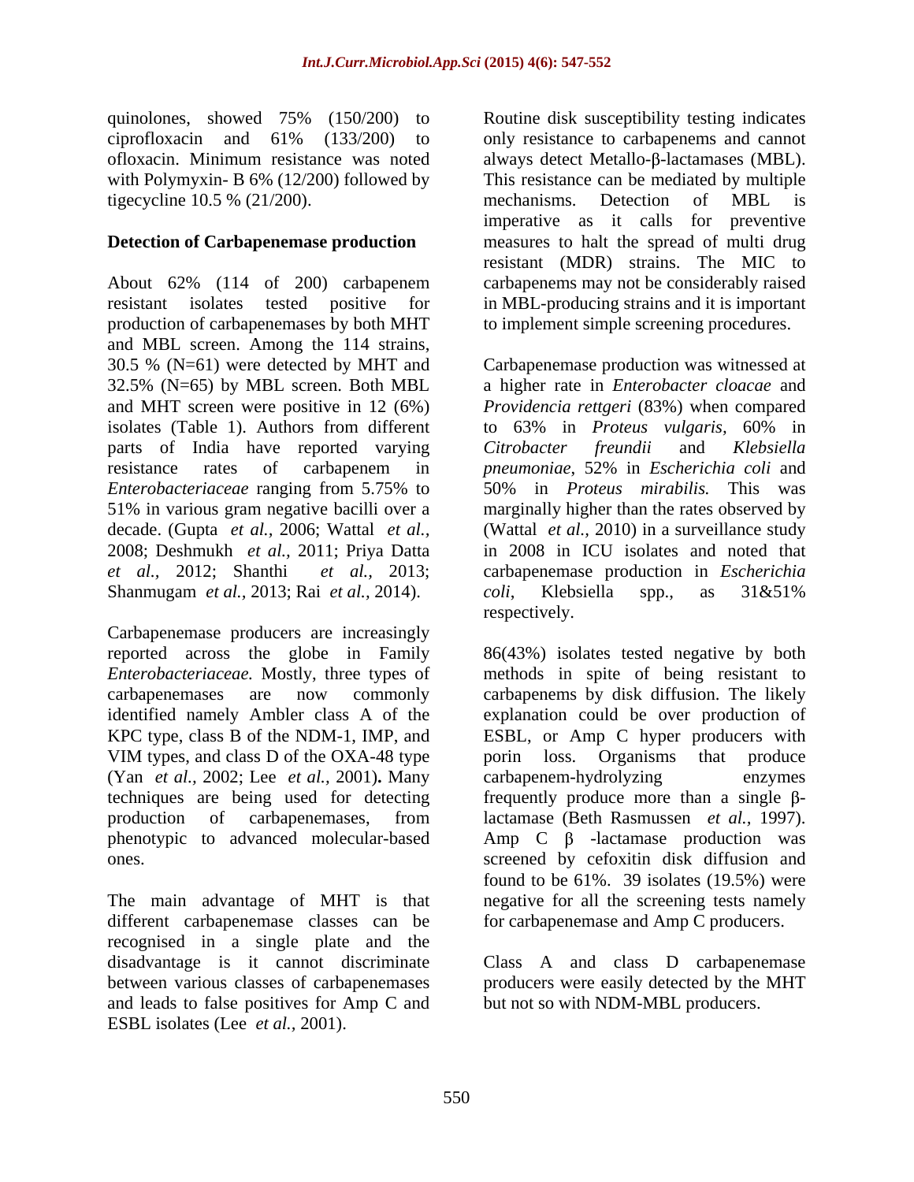quinolones, showed 75% (150/200) to ciprofloxacin and 61% (133/200) to ofloxacin. Minimum resistance was noted with Polymyxin- B 6% (12/200) followed by tigecycline 10.5 % (21/200).

## Detection of Carbapenemase production

About 62% (114 of 200) carbapenem resistant isolates tested positive for production of carbapenemases by both MHT and MBL screen. Among the 114 strains, 30.5 % (N=61) were detected by MHT and 32.5% (N=65) by MBL screen. Both MBL and MHT screen were positive in 12 (6%) isolates (Table 1). Authors from different parts of India have reported varying resistance rates of carbapenem in *Enterobacteriaceae* ranging from 5.75% to 51% in various gram negative bacilli over a decade. (Gupta *et al.,* 2006; Wattal *et al.,* 2008; Deshmukh *et al.,* 2011; Priya Datta *et al.,* 2012; Shanthi *et al.,* 2013; Shanmugam *et al.,* 2013; Rai *et al.,* 2014).

Carbapenemase producers are increasingly reported across the globe in Family *Enterobacteriaceae.* Mostly, three types of carbapenemases are now commonly identified namely Ambler class A of the KPC type, class B of the NDM-1, IMP, and VIM types, and class D of the OXA-48 type (Yan *et al.,* 2002; Lee *et al.,* 2001)**.** Many techniques are being used for detecting production of carbapenemases, from phenotypic to advanced molecular-based ones.

The main advantage of MHT is that different carbapenemase classes can be recognised in a single plate and the disadvantage is it cannot discriminate between various classes of carbapenemases and leads to false positives for Amp C and ESBL isolates (Lee *et al.,* 2001).

Routine disk susceptibility testing indicates only resistance to carbapenems and cannot always detect Metallo-β-lactamases (MBL). This resistance can be mediated by multiple mechanisms. Detection of MBL is imperative as it calls for preventive measures to halt the spread of multi drug resistant (MDR) strains. The MIC to carbapenems may not be considerably raised in MBL-producing strains and it is important to implement simple screening procedures.

Carbapenemase production was witnessed at a higher rate in *Enterobacter cloacae* and *Providencia rettgeri* (83%) when compared to 63% in *Proteus vulgaris,* 60% in *Citrobacter freundii* and *Klebsiella pneumoniae,* 52% in *Escherichia coli* and 50% in *Proteus mirabilis.* This was marginally higher than the rates observed by (Wattal *et al.,* 2010) in a surveillance study in 2008 in ICU isolates and noted that carbapenemase production in *Escherichia coli*, Klebsiella spp., as 31&51% respectively.

86(43%) isolates tested negative by both methods in spite of being resistant to carbapenems by disk diffusion. The likely explanation could be over production of ESBL, or Amp C hyper producers with porin loss. Organisms that produce carbapenem-hydrolyzing enzymes frequently produce more than a single β-lactamase (Beth Rasmussen *et al.,* 1997). Amp C β -lactamase production was screened by cefoxitin disk diffusion and found to be 61%. 39 isolates (19.5%) were negative for all the screening tests namely for carbapenemase and Amp C producers.

Class A and class D carbapenemase producers were easily detected by the MHT but not so with NDM-MBL producers.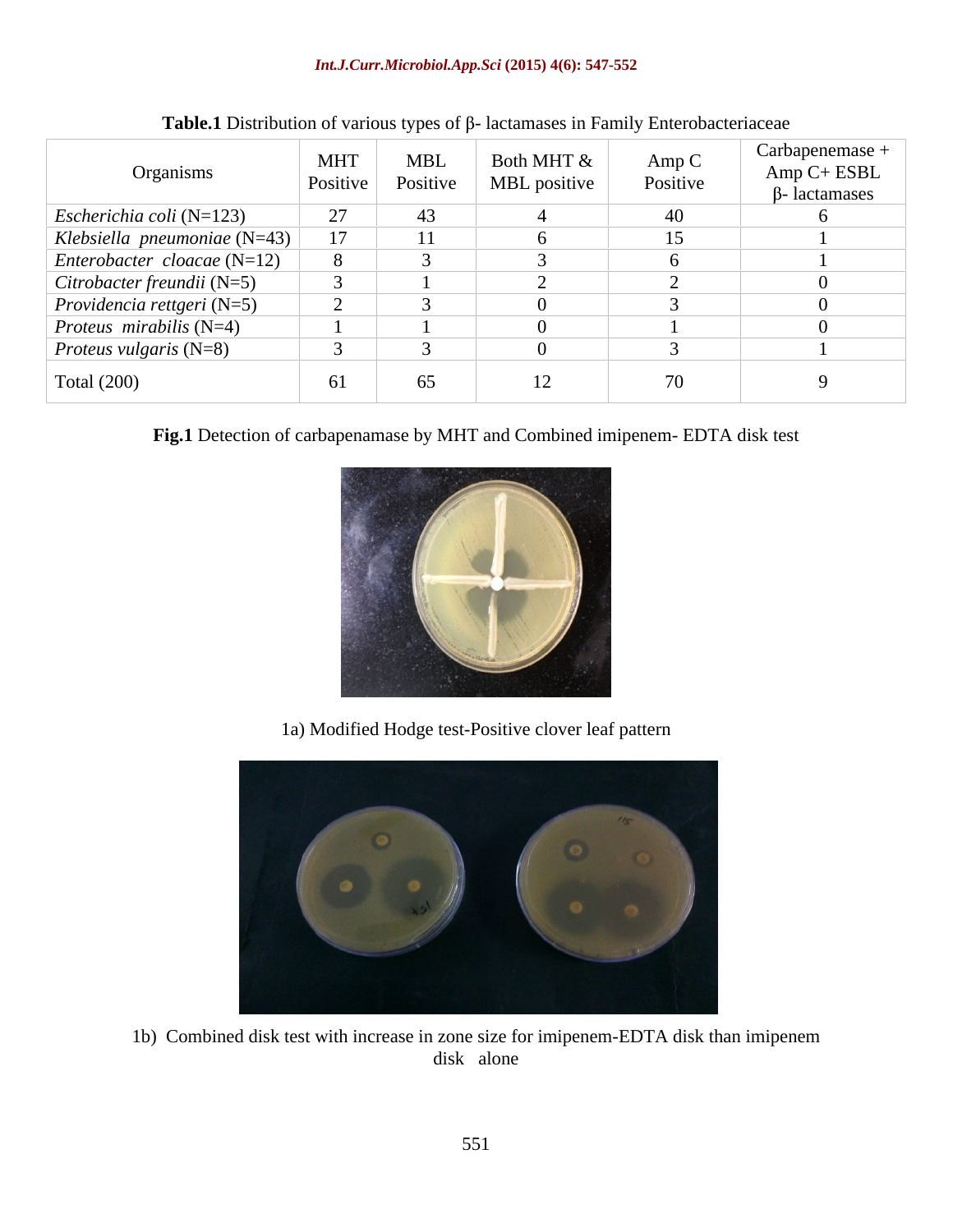**Table.1** Distribution of various types of β- lactamases in Family Enterobacteriaceae

| Organisms | MHT Positive | MBL Positive | Both MHT & MBL positive | Amp C Positive | Carbapenemase + Amp C+ ESBL β- lactamases |
|---|---|---|---|---|---|
| *Escherichia coli* (N=123) | 27 | 43 | 4 | 40 | 6 |
| *Klebsiella pneumoniae* (N=43) | 17 | 11 | 6 | 15 | 1 |
| *Enterobacter cloacae* (N=12) | 8 | 3 | 3 | 6 | 1 |
| *Citrobacter freundii* (N=5) | 3 | 1 | 2 | 2 | 0 |
| *Providencia rettgeri* (N=5) | 2 | 3 | 0 | 3 | 0 |
| *Proteus mirabilis* (N=4) | 1 | 1 | 0 | 1 | 0 |
| *Proteus vulgaris* (N=8) | 3 | 3 | 0 | 3 | 1 |
| Total (200) | 61 | 65 | 12 | 70 | 9 |

**Fig.1** Detection of carbapenamase by MHT and Combined imipenem- EDTA disk test

1a) Modified Hodge test-Positive clover leaf pattern

1b) Combined disk test with increase in zone size for imipenem-EDTA disk than imipenem disk alone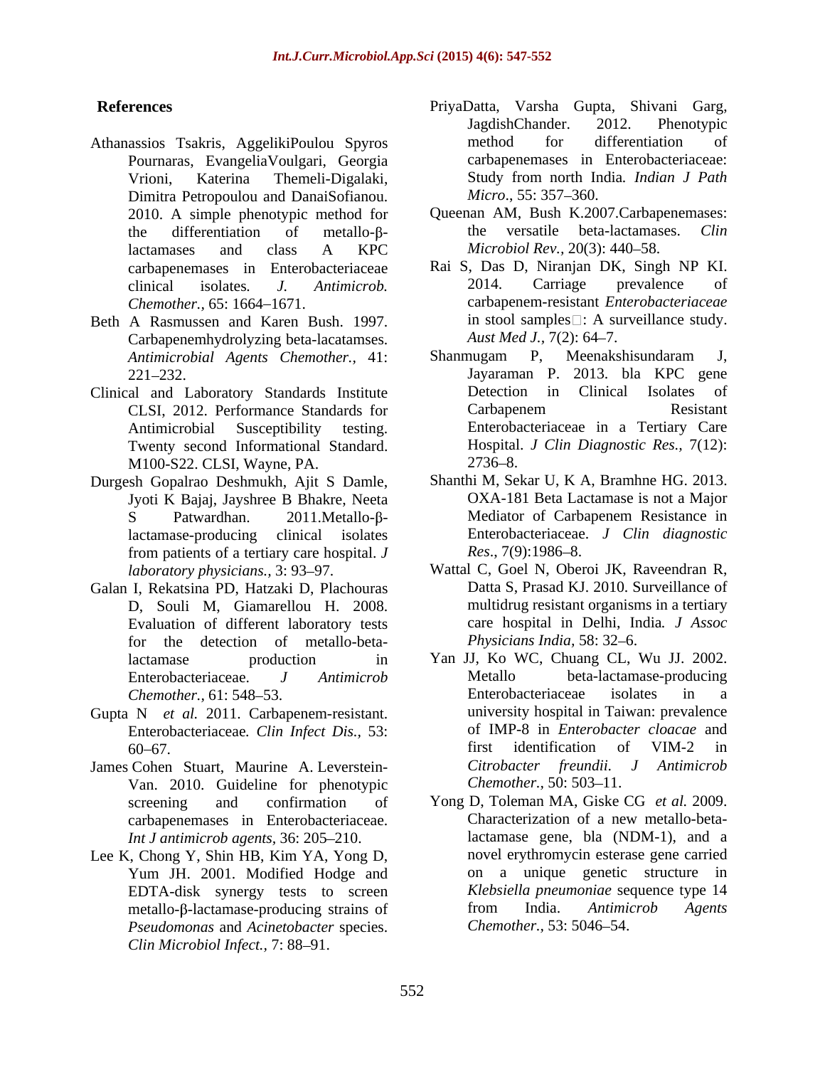## References

Athanassios Tsakris, AggelikiPoulou Spyros Pournaras, EvangeliaVoulgari, Georgia Vrioni, Katerina Themeli-Digalaki, Dimitra Petropoulou and DanaiSofianou. 2010. A simple phenotypic method for the differentiation of metallo-β-lactamases and class A KPC carbapenemases in Enterobacteriaceae clinical isolates. *J. Antimicrob. Chemother.,* 65: 1664–1671.

Beth A Rasmussen and Karen Bush. 1997. Carbapenemhydrolyzing beta-lacatamses. *Antimicrobial Agents Chemother.,* 41: 221–232.

Clinical and Laboratory Standards Institute CLSI, 2012. Performance Standards for Antimicrobial Susceptibility testing. Twenty second Informational Standard. M100-S22. CLSI, Wayne, PA.

Durgesh Gopalrao Deshmukh, Ajit S Damle, Jyoti K Bajaj, Jayshree B Bhakre, Neeta S Patwardhan. 2011.Metallo-β-lactamase-producing clinical isolates from patients of a tertiary care hospital. *J laboratory physicians.,* 3: 93–97.

Galan I, Rekatsina PD, Hatzaki D, Plachouras D, Souli M, Giamarellou H. 2008. Evaluation of different laboratory tests for the detection of metallo-beta-lactamase production in Enterobacteriaceae. *J Antimicrob Chemother.,* 61: 548–53.

Gupta N *et al.* 2011. Carbapenem-resistant. Enterobacteriaceae*. Clin Infect Dis.,* 53: 60–67.

James Cohen Stuart, Maurine A. Leverstein-Van. 2010. Guideline for phenotypic screening and confirmation of carbapenemases in Enterobacteriaceae. *Int J antimicrob agents,* 36: 205–210.

Lee K, Chong Y, Shin HB, Kim YA, Yong D, Yum JH. 2001. Modified Hodge and EDTA-disk synergy tests to screen metallo-β-lactamase-producing strains of *Pseudomonas* and *Acinetobacter* species. *Clin Microbiol Infect.,* 7: 88–91.

PriyaDatta, Varsha Gupta, Shivani Garg, JagdishChander. 2012. Phenotypic method for differentiation of carbapenemases in Enterobacteriaceae: Study from north India*. Indian J Path Micro*., 55: 357–360.

Queenan AM, Bush K.2007.Carbapenemases: the versatile beta-lactamases. *Clin Microbiol Rev.,* 20(3): 440–58.

Rai S, Das D, Niranjan DK, Singh NP KI. 2014. Carriage prevalence of carbapenem-resistant *Enterobacteriaceae* in stool samples□: A surveillance study. *Aust Med J.,* 7(2): 64–7.

Shanmugam P, Meenakshisundaram J, Jayaraman P. 2013. bla KPC gene Detection in Clinical Isolates of Carbapenem Resistant Enterobacteriaceae in a Tertiary Care Hospital. *J Clin Diagnostic Res.,* 7(12): 2736–8.

Shanthi M, Sekar U, K A, Bramhne HG. 2013. OXA-181 Beta Lactamase is not a Major Mediator of Carbapenem Resistance in Enterobacteriaceae. *J Clin diagnostic Res*., 7(9):1986–8.

Wattal C, Goel N, Oberoi JK, Raveendran R, Datta S, Prasad KJ. 2010. Surveillance of multidrug resistant organisms in a tertiary care hospital in Delhi, India*. J Assoc Physicians India,* 58: 32–6.

Yan JJ, Ko WC, Chuang CL, Wu JJ. 2002. Metallo beta-lactamase-producing Enterobacteriaceae isolates in a university hospital in Taiwan: prevalence of IMP-8 in *Enterobacter cloacae* and first identification of VIM-2 in *Citrobacter freundii. J Antimicrob Chemother.,* 50: 503–11.

Yong D, Toleman MA, Giske CG *et al.* 2009. Characterization of a new metallo-beta-lactamase gene, bla (NDM-1), and a novel erythromycin esterase gene carried on a unique genetic structure in *Klebsiella pneumoniae* sequence type 14 from India. *Antimicrob Agents Chemother.,* 53: 5046–54.